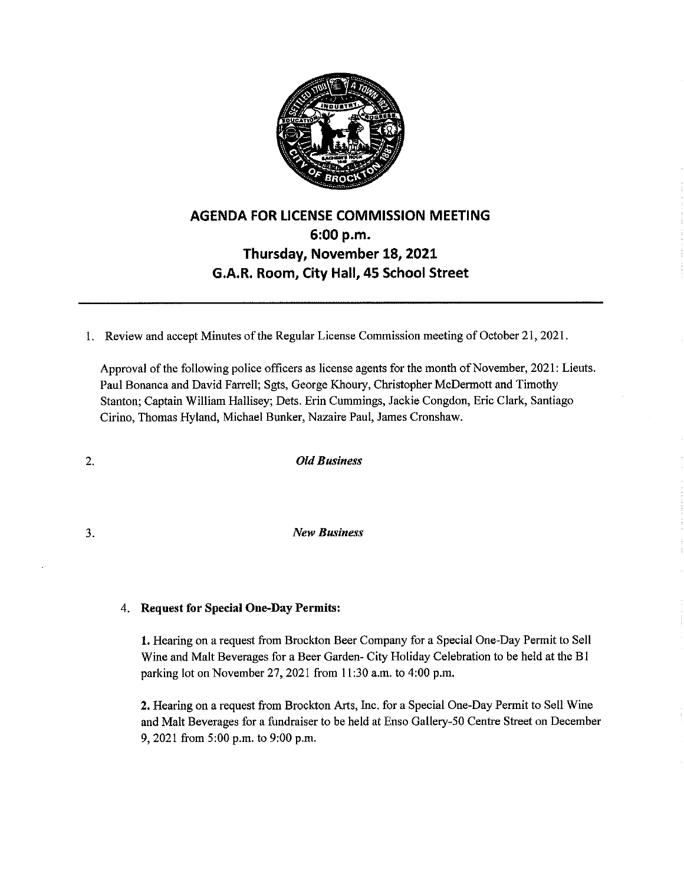# AGENDA FOR LICENSE COMMISSION MEETING

## 6:00 p.m.

## Thursday, November 18, 2021

## G.A.R. Room, City Hall, 45 School Street

---

1. Review and accept Minutes of the Regular License Commission meeting of October 21, 2021.

   Approval of the following police officers as license agents for the month of November, 2021: Lieuts. Paul Bonanca and David Farrell; Sgts, George Khoury, Christopher McDermott and Timothy Stanton; Captain William Hallisey; Dets. Erin Cummings, Jackie Congdon, Eric Clark, Santiago Cirino, Thomas Hyland, Michael Bunker, Nazaire Paul, James Cronshaw.

2. *Old Business*

3. *New Business*

4. **Request for Special One-Day Permits:**

   **1.** Hearing on a request from Brockton Beer Company for a Special One-Day Permit to Sell Wine and Malt Beverages for a Beer Garden- City Holiday Celebration to be held at the B1 parking lot on November 27, 2021 from 11:30 a.m. to 4:00 p.m.

   **2.** Hearing on a request from Brockton Arts, Inc. for a Special One-Day Permit to Sell Wine and Malt Beverages for a fundraiser to be held at Enso Gallery-50 Centre Street on December 9, 2021 from 5:00 p.m. to 9:00 p.m.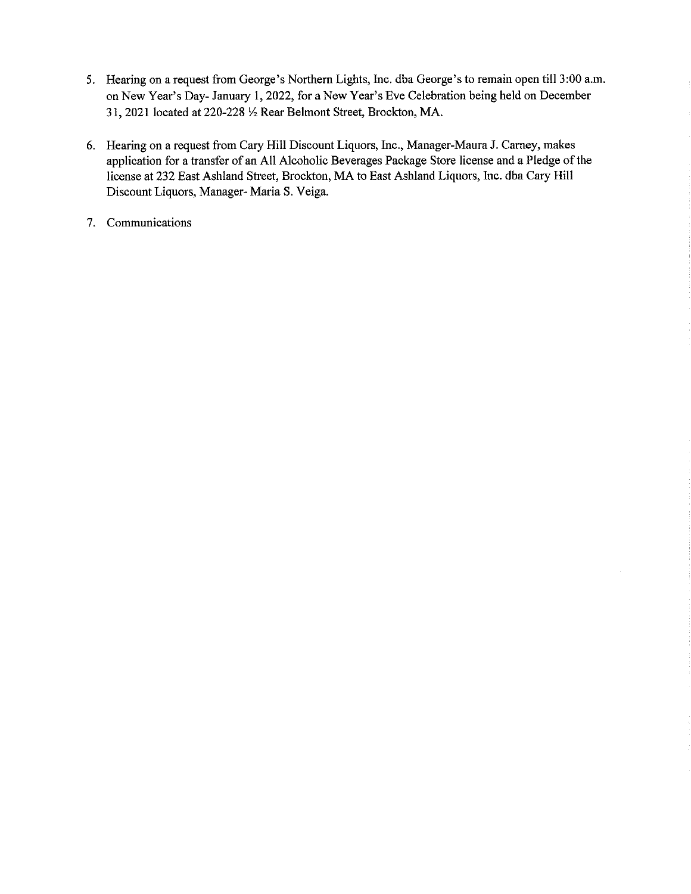5. Hearing on a request from George's Northern Lights, Inc. dba George's to remain open till 3:00 a.m. on New Year's Day- January 1, 2022, for a New Year's Eve Celebration being held on December 31, 2021 located at 220-228 ½ Rear Belmont Street, Brockton, MA.

6. Hearing on a request from Cary Hill Discount Liquors, Inc., Manager-Maura J. Carney, makes application for a transfer of an All Alcoholic Beverages Package Store license and a Pledge of the license at 232 East Ashland Street, Brockton, MA to East Ashland Liquors, Inc. dba Cary Hill Discount Liquors, Manager- Maria S. Veiga.

7. Communications